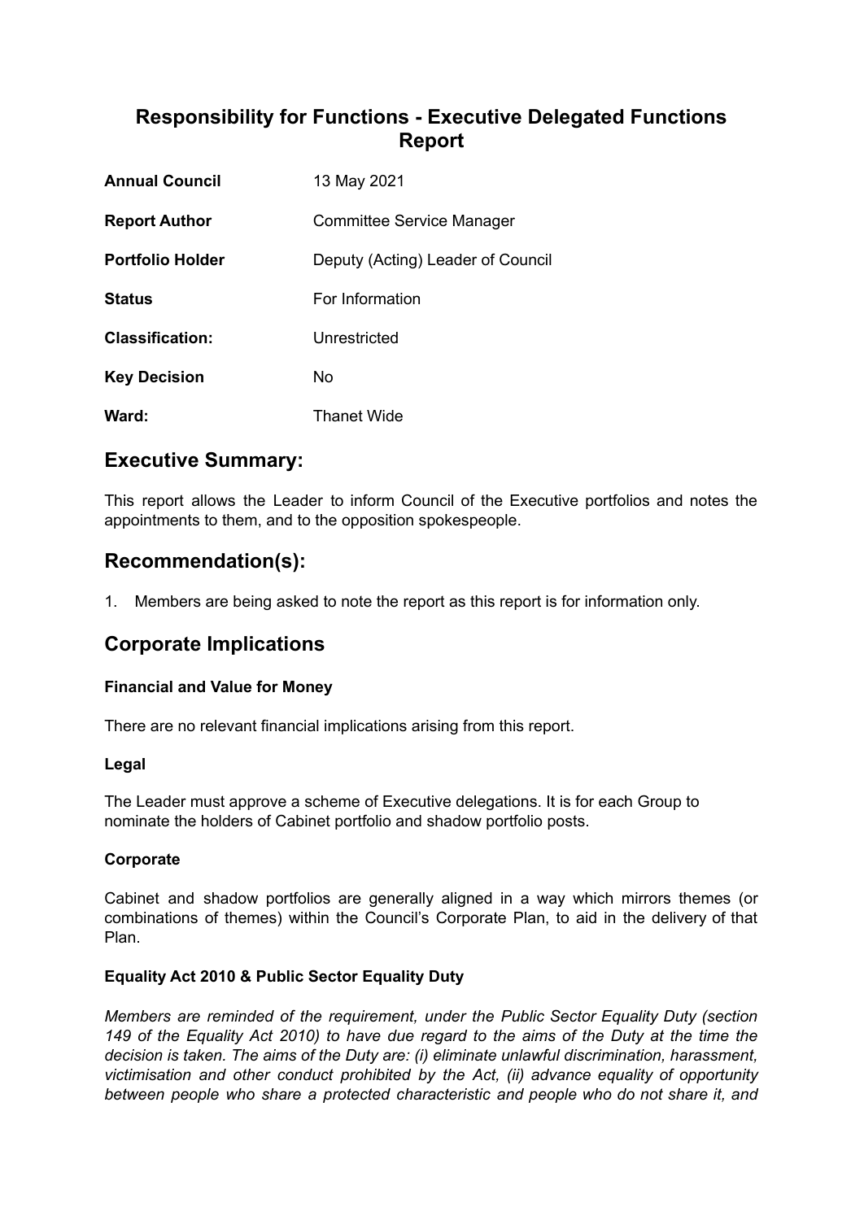# Responsibility for Functions - Executive Delegated Functions Report

| | |
|---|---|
| **Annual Council** | 13 May 2021 |
| **Report Author** | Committee Service Manager |
| **Portfolio Holder** | Deputy (Acting) Leader of Council |
| **Status** | For Information |
| **Classification:** | Unrestricted |
| **Key Decision** | No |
| **Ward:** | Thanet Wide |

## Executive Summary:

This report allows the Leader to inform Council of the Executive portfolios and notes the appointments to them, and to the opposition spokespeople.

## Recommendation(s):

1. Members are being asked to note the report as this report is for information only.

## Corporate Implications

### Financial and Value for Money

There are no relevant financial implications arising from this report.

### Legal

The Leader must approve a scheme of Executive delegations. It is for each Group to nominate the holders of Cabinet portfolio and shadow portfolio posts.

### Corporate

Cabinet and shadow portfolios are generally aligned in a way which mirrors themes (or combinations of themes) within the Council's Corporate Plan, to aid in the delivery of that Plan.

### Equality Act 2010 & Public Sector Equality Duty

*Members are reminded of the requirement, under the Public Sector Equality Duty (section 149 of the Equality Act 2010) to have due regard to the aims of the Duty at the time the decision is taken. The aims of the Duty are: (i) eliminate unlawful discrimination, harassment, victimisation and other conduct prohibited by the Act, (ii) advance equality of opportunity between people who share a protected characteristic and people who do not share it, and*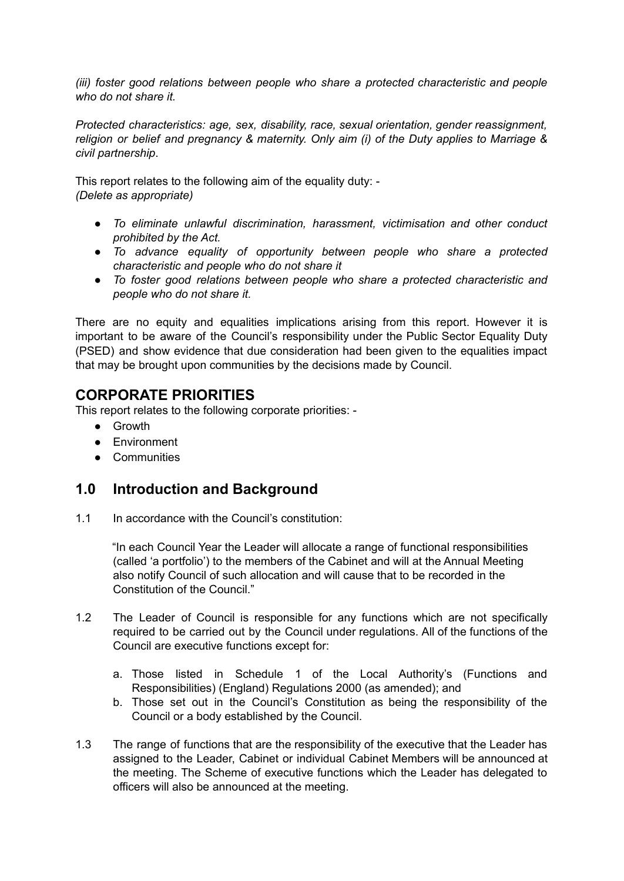*(iii) foster good relations between people who share a protected characteristic and people who do not share it.*

*Protected characteristics: age, sex, disability, race, sexual orientation, gender reassignment, religion or belief and pregnancy & maternity. Only aim (i) of the Duty applies to Marriage & civil partnership*.

This report relates to the following aim of the equality duty: -
*(Delete as appropriate)*

- *To eliminate unlawful discrimination, harassment, victimisation and other conduct prohibited by the Act.*
- *To advance equality of opportunity between people who share a protected characteristic and people who do not share it*
- *To foster good relations between people who share a protected characteristic and people who do not share it.*

There are no equity and equalities implications arising from this report. However it is important to be aware of the Council's responsibility under the Public Sector Equality Duty (PSED) and show evidence that due consideration had been given to the equalities impact that may be brought upon communities by the decisions made by Council.

## CORPORATE PRIORITIES

This report relates to the following corporate priorities: -

- Growth
- Environment
- Communities

## 1.0 Introduction and Background

1.1 In accordance with the Council's constitution:

"In each Council Year the Leader will allocate a range of functional responsibilities (called 'a portfolio') to the members of the Cabinet and will at the Annual Meeting also notify Council of such allocation and will cause that to be recorded in the Constitution of the Council."

1.2 The Leader of Council is responsible for any functions which are not specifically required to be carried out by the Council under regulations. All of the functions of the Council are executive functions except for:

a. Those listed in Schedule 1 of the Local Authority's (Functions and Responsibilities) (England) Regulations 2000 (as amended); and
b. Those set out in the Council's Constitution as being the responsibility of the Council or a body established by the Council.

1.3 The range of functions that are the responsibility of the executive that the Leader has assigned to the Leader, Cabinet or individual Cabinet Members will be announced at the meeting. The Scheme of executive functions which the Leader has delegated to officers will also be announced at the meeting.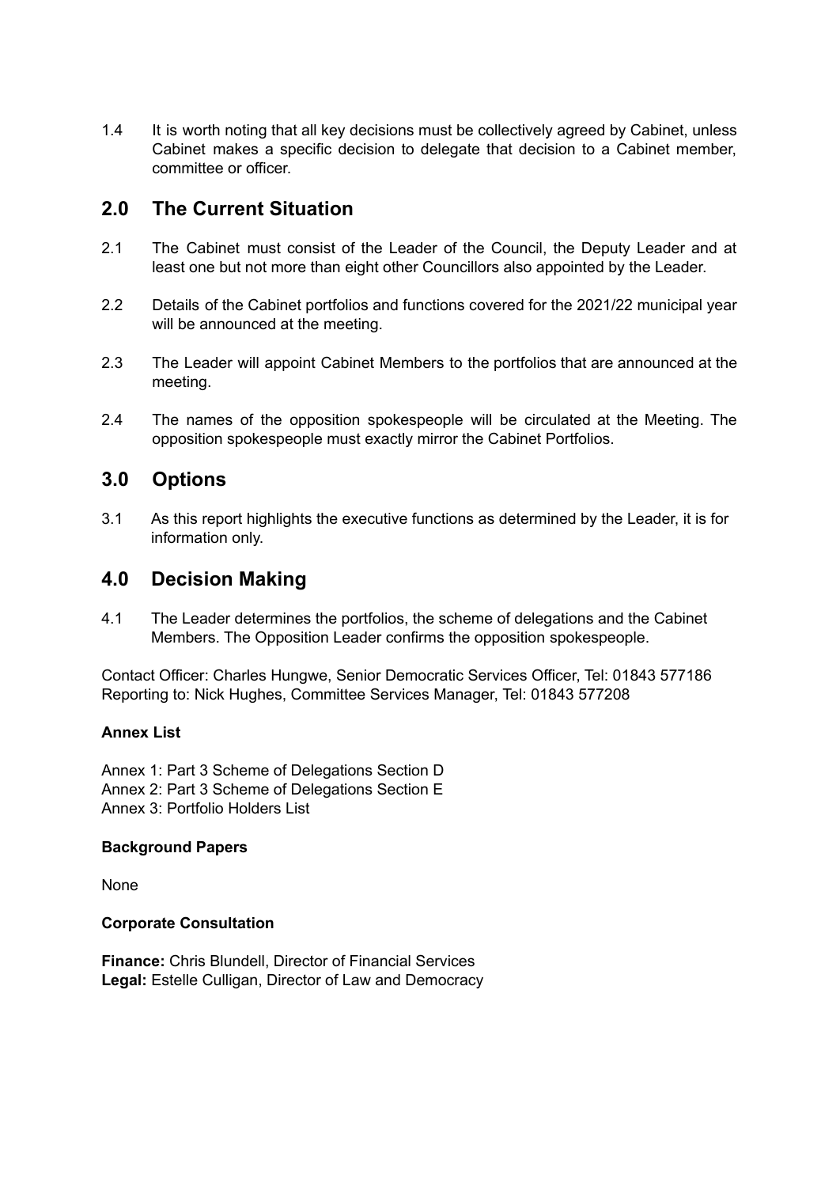1.4 It is worth noting that all key decisions must be collectively agreed by Cabinet, unless Cabinet makes a specific decision to delegate that decision to a Cabinet member, committee or officer.

## 2.0 The Current Situation

2.1 The Cabinet must consist of the Leader of the Council, the Deputy Leader and at least one but not more than eight other Councillors also appointed by the Leader.

2.2 Details of the Cabinet portfolios and functions covered for the 2021/22 municipal year will be announced at the meeting.

2.3 The Leader will appoint Cabinet Members to the portfolios that are announced at the meeting.

2.4 The names of the opposition spokespeople will be circulated at the Meeting. The opposition spokespeople must exactly mirror the Cabinet Portfolios.

## 3.0 Options

3.1 As this report highlights the executive functions as determined by the Leader, it is for information only.

## 4.0 Decision Making

4.1 The Leader determines the portfolios, the scheme of delegations and the Cabinet Members. The Opposition Leader confirms the opposition spokespeople.

Contact Officer: Charles Hungwe, Senior Democratic Services Officer, Tel: 01843 577186
Reporting to: Nick Hughes, Committee Services Manager, Tel: 01843 577208

**Annex List**

Annex 1: Part 3 Scheme of Delegations Section D
Annex 2: Part 3 Scheme of Delegations Section E
Annex 3: Portfolio Holders List

**Background Papers**

None

**Corporate Consultation**

**Finance:** Chris Blundell, Director of Financial Services
**Legal:** Estelle Culligan, Director of Law and Democracy